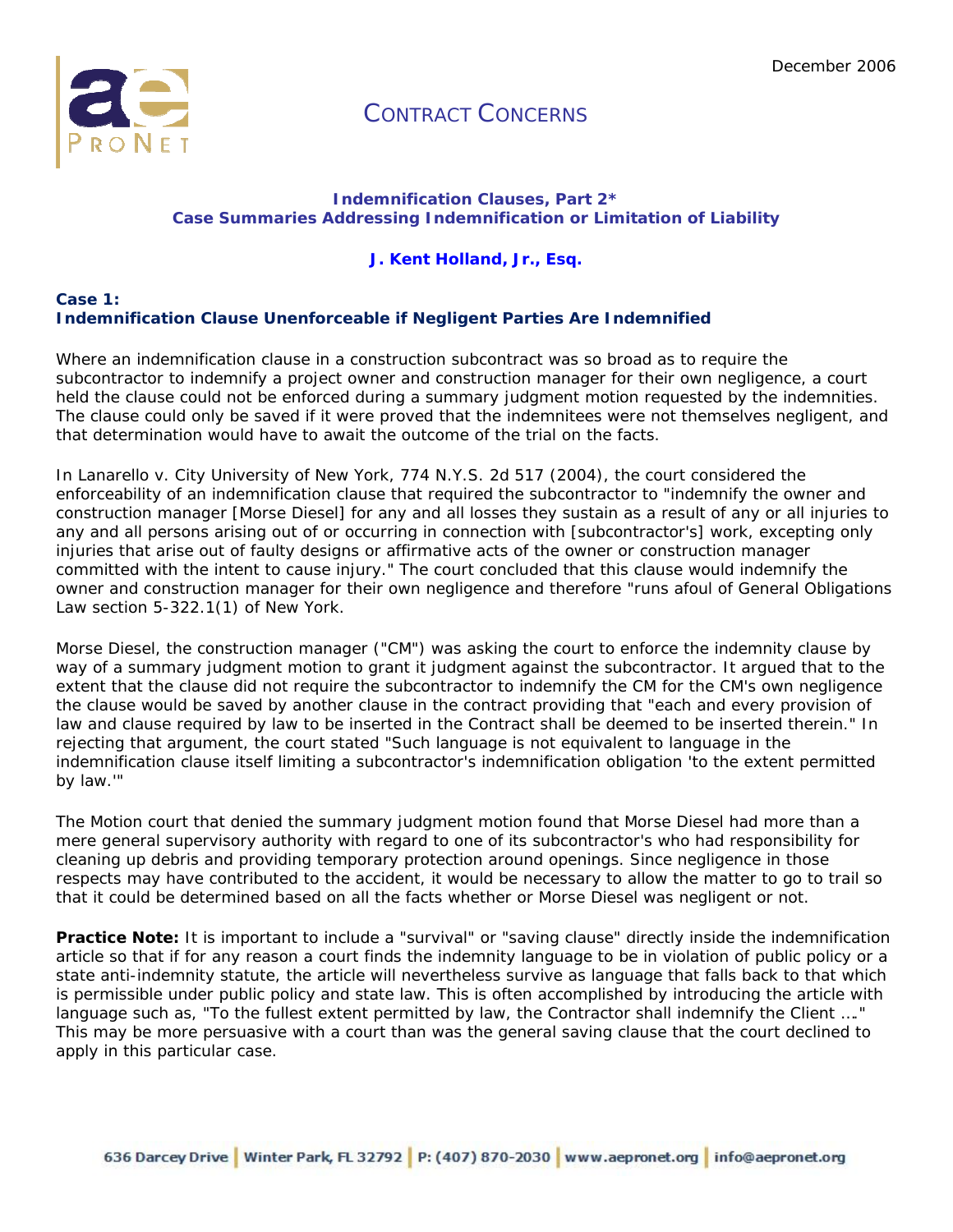December 2006

# CONTRACT CONCERNS

## Indemnification Clauses, Part 2*
## Case Summaries Addressing Indemnification or Limitation of Liability

**J. Kent Holland, Jr., Esq.**

### Case 1:
### Indemnification Clause Unenforceable if Negligent Parties Are Indemnified

Where an indemnification clause in a construction subcontract was so broad as to require the subcontractor to indemnify a project owner and construction manager for their own negligence, a court held the clause could not be enforced during a summary judgment motion requested by the indemnities. The clause could only be saved if it were proved that the indemnitees were not themselves negligent, and that determination would have to await the outcome of the trial on the facts.

In Lanarello v. City University of New York, 774 N.Y.S. 2d 517 (2004), the court considered the enforceability of an indemnification clause that required the subcontractor to "indemnify the owner and construction manager [Morse Diesel] for any and all losses they sustain as a result of any or all injuries to any and all persons arising out of or occurring in connection with [subcontractor's] work, excepting only injuries that arise out of faulty designs or affirmative acts of the owner or construction manager committed with the intent to cause injury." The court concluded that this clause would indemnify the owner and construction manager for their own negligence and therefore "runs afoul of General Obligations Law section 5-322.1(1) of New York.

Morse Diesel, the construction manager ("CM") was asking the court to enforce the indemnity clause by way of a summary judgment motion to grant it judgment against the subcontractor. It argued that to the extent that the clause did not require the subcontractor to indemnify the CM for the CM's own negligence the clause would be saved by another clause in the contract providing that "each and every provision of law and clause required by law to be inserted in the Contract shall be deemed to be inserted therein." In rejecting that argument, the court stated "Such language is not equivalent to language in the indemnification clause itself limiting a subcontractor's indemnification obligation 'to the extent permitted by law.'"

The Motion court that denied the summary judgment motion found that Morse Diesel had more than a mere general supervisory authority with regard to one of its subcontractor's who had responsibility for cleaning up debris and providing temporary protection around openings. Since negligence in those respects may have contributed to the accident, it would be necessary to allow the matter to go to trail so that it could be determined based on all the facts whether or Morse Diesel was negligent or not.

**Practice Note:** It is important to include a "survival" or "saving clause" directly inside the indemnification article so that if for any reason a court finds the indemnity language to be in violation of public policy or a state anti-indemnity statute, the article will nevertheless survive as language that falls back to that which is permissible under public policy and state law. This is often accomplished by introducing the article with language such as, "To the fullest extent permitted by law, the Contractor shall indemnify the Client …." This may be more persuasive with a court than was the general saving clause that the court declined to apply in this particular case.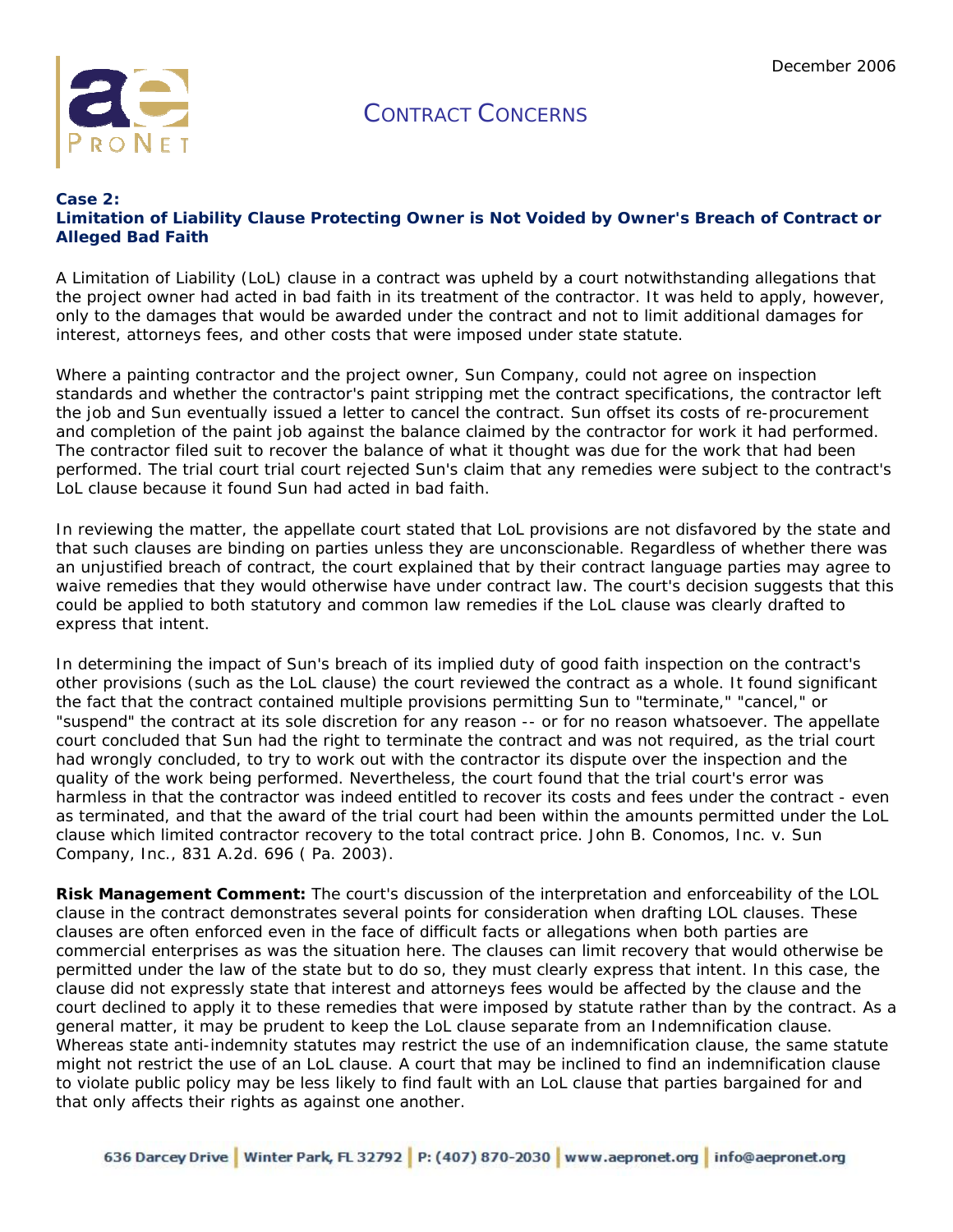# Contract Concerns

December 2006

**Case 2:**
**Limitation of Liability Clause Protecting Owner is Not Voided by Owner's Breach of Contract or Alleged Bad Faith**

A Limitation of Liability (LoL) clause in a contract was upheld by a court notwithstanding allegations that the project owner had acted in bad faith in its treatment of the contractor. It was held to apply, however, only to the damages that would be awarded under the contract and not to limit additional damages for interest, attorneys fees, and other costs that were imposed under state statute.

Where a painting contractor and the project owner, Sun Company, could not agree on inspection standards and whether the contractor's paint stripping met the contract specifications, the contractor left the job and Sun eventually issued a letter to cancel the contract. Sun offset its costs of re-procurement and completion of the paint job against the balance claimed by the contractor for work it had performed. The contractor filed suit to recover the balance of what it thought was due for the work that had been performed. The trial court trial court rejected Sun's claim that any remedies were subject to the contract's LoL clause because it found Sun had acted in bad faith.

In reviewing the matter, the appellate court stated that LoL provisions are not disfavored by the state and that such clauses are binding on parties unless they are unconscionable. Regardless of whether there was an unjustified breach of contract, the court explained that by their contract language parties may agree to waive remedies that they would otherwise have under contract law. The court's decision suggests that this could be applied to both statutory and common law remedies if the LoL clause was clearly drafted to express that intent.

In determining the impact of Sun's breach of its implied duty of good faith inspection on the contract's other provisions (such as the LoL clause) the court reviewed the contract as a whole. It found significant the fact that the contract contained multiple provisions permitting Sun to "terminate," "cancel," or "suspend" the contract at its sole discretion for any reason -- or for no reason whatsoever. The appellate court concluded that Sun had the right to terminate the contract and was not required, as the trial court had wrongly concluded, to try to work out with the contractor its dispute over the inspection and the quality of the work being performed. Nevertheless, the court found that the trial court's error was harmless in that the contractor was indeed entitled to recover its costs and fees under the contract - even as terminated, and that the award of the trial court had been within the amounts permitted under the LoL clause which limited contractor recovery to the total contract price. John B. Conomos, Inc. v. Sun Company, Inc., 831 A.2d. 696 ( Pa. 2003).

**Risk Management Comment:** The court's discussion of the interpretation and enforceability of the LOL clause in the contract demonstrates several points for consideration when drafting LOL clauses. These clauses are often enforced even in the face of difficult facts or allegations when both parties are commercial enterprises as was the situation here. The clauses can limit recovery that would otherwise be permitted under the law of the state but to do so, they must clearly express that intent. In this case, the clause did not expressly state that interest and attorneys fees would be affected by the clause and the court declined to apply it to these remedies that were imposed by statute rather than by the contract. As a general matter, it may be prudent to keep the LoL clause separate from an Indemnification clause. Whereas state anti-indemnity statutes may restrict the use of an indemnification clause, the same statute might not restrict the use of an LoL clause. A court that may be inclined to find an indemnification clause to violate public policy may be less likely to find fault with an LoL clause that parties bargained for and that only affects their rights as against one another.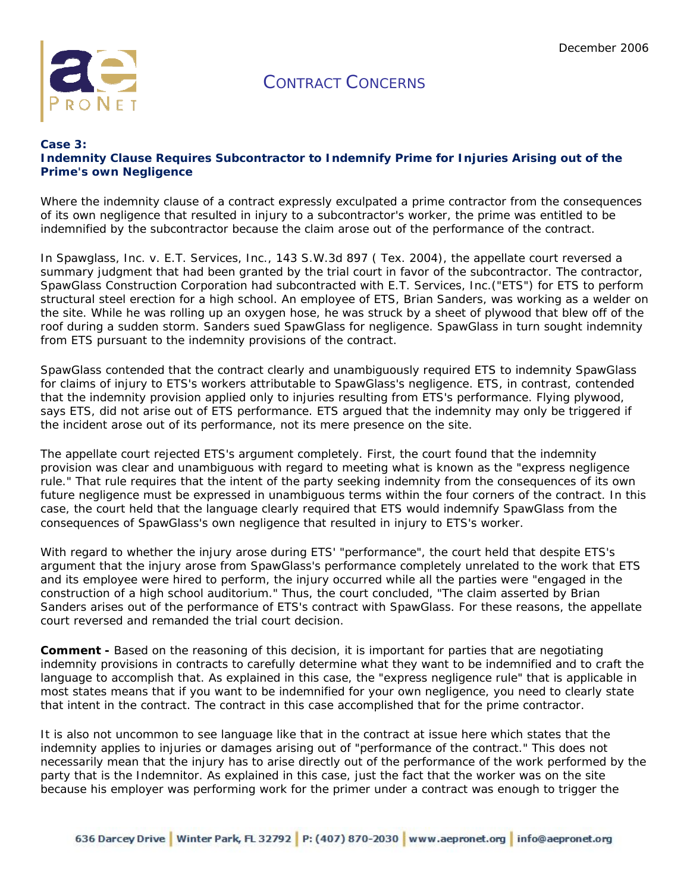## Case 3:
## Indemnity Clause Requires Subcontractor to Indemnify Prime for Injuries Arising out of the Prime's own Negligence

Where the indemnity clause of a contract expressly exculpated a prime contractor from the consequences of its own negligence that resulted in injury to a subcontractor's worker, the prime was entitled to be indemnified by the subcontractor because the claim arose out of the performance of the contract.

In Spawglass, Inc. v. E.T. Services, Inc., 143 S.W.3d 897 ( Tex. 2004), the appellate court reversed a summary judgment that had been granted by the trial court in favor of the subcontractor. The contractor, SpawGlass Construction Corporation had subcontracted with E.T. Services, Inc.("ETS") for ETS to perform structural steel erection for a high school. An employee of ETS, Brian Sanders, was working as a welder on the site. While he was rolling up an oxygen hose, he was struck by a sheet of plywood that blew off of the roof during a sudden storm. Sanders sued SpawGlass for negligence. SpawGlass in turn sought indemnity from ETS pursuant to the indemnity provisions of the contract.

SpawGlass contended that the contract clearly and unambiguously required ETS to indemnity SpawGlass for claims of injury to ETS's workers attributable to SpawGlass's negligence. ETS, in contrast, contended that the indemnity provision applied only to injuries resulting from ETS's performance. Flying plywood, says ETS, did not arise out of ETS performance. ETS argued that the indemnity may only be triggered if the incident arose out of its performance, not its mere presence on the site.

The appellate court rejected ETS's argument completely. First, the court found that the indemnity provision was clear and unambiguous with regard to meeting what is known as the "express negligence rule." That rule requires that the intent of the party seeking indemnity from the consequences of its own future negligence must be expressed in unambiguous terms within the four corners of the contract. In this case, the court held that the language clearly required that ETS would indemnify SpawGlass from the consequences of SpawGlass's own negligence that resulted in injury to ETS's worker.

With regard to whether the injury arose during ETS' "performance", the court held that despite ETS's argument that the injury arose from SpawGlass's performance completely unrelated to the work that ETS and its employee were hired to perform, the injury occurred while all the parties were "engaged in the construction of a high school auditorium." Thus, the court concluded, "The claim asserted by Brian Sanders arises out of the performance of ETS's contract with SpawGlass. For these reasons, the appellate court reversed and remanded the trial court decision.

**Comment -** Based on the reasoning of this decision, it is important for parties that are negotiating indemnity provisions in contracts to carefully determine what they want to be indemnified and to craft the language to accomplish that. As explained in this case, the "express negligence rule" that is applicable in most states means that if you want to be indemnified for your own negligence, you need to clearly state that intent in the contract. The contract in this case accomplished that for the prime contractor.

It is also not uncommon to see language like that in the contract at issue here which states that the indemnity applies to injuries or damages arising out of "performance of the contract." This does not necessarily mean that the injury has to arise directly out of the performance of the work performed by the party that is the Indemnitor. As explained in this case, just the fact that the worker was on the site because his employer was performing work for the primer under a contract was enough to trigger the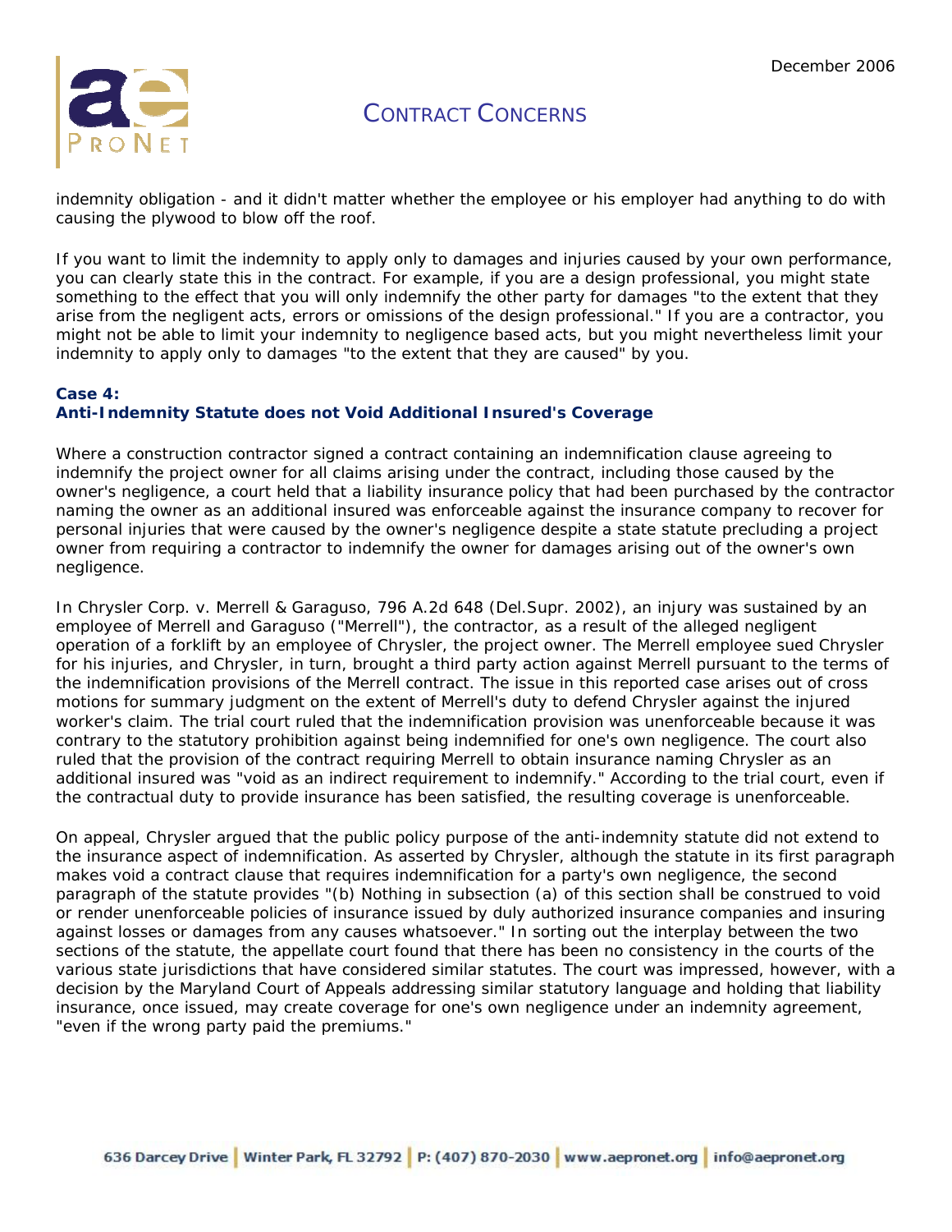indemnity obligation - and it didn't matter whether the employee or his employer had anything to do with causing the plywood to blow off the roof.

If you want to limit the indemnity to apply only to damages and injuries caused by your own performance, you can clearly state this in the contract. For example, if you are a design professional, you might state something to the effect that you will only indemnify the other party for damages "to the extent that they arise from the negligent acts, errors or omissions of the design professional." If you are a contractor, you might not be able to limit your indemnity to negligence based acts, but you might nevertheless limit your indemnity to apply only to damages "to the extent that they are caused" by you.

### Case 4:
### Anti-Indemnity Statute does not Void Additional Insured's Coverage

Where a construction contractor signed a contract containing an indemnification clause agreeing to indemnify the project owner for all claims arising under the contract, including those caused by the owner's negligence, a court held that a liability insurance policy that had been purchased by the contractor naming the owner as an additional insured was enforceable against the insurance company to recover for personal injuries that were caused by the owner's negligence despite a state statute precluding a project owner from requiring a contractor to indemnify the owner for damages arising out of the owner's own negligence.

In Chrysler Corp. v. Merrell & Garaguso, 796 A.2d 648 (Del.Supr. 2002), an injury was sustained by an employee of Merrell and Garaguso ("Merrell"), the contractor, as a result of the alleged negligent operation of a forklift by an employee of Chrysler, the project owner. The Merrell employee sued Chrysler for his injuries, and Chrysler, in turn, brought a third party action against Merrell pursuant to the terms of the indemnification provisions of the Merrell contract. The issue in this reported case arises out of cross motions for summary judgment on the extent of Merrell's duty to defend Chrysler against the injured worker's claim. The trial court ruled that the indemnification provision was unenforceable because it was contrary to the statutory prohibition against being indemnified for one's own negligence. The court also ruled that the provision of the contract requiring Merrell to obtain insurance naming Chrysler as an additional insured was "void as an indirect requirement to indemnify." According to the trial court, even if the contractual duty to provide insurance has been satisfied, the resulting coverage is unenforceable.

On appeal, Chrysler argued that the public policy purpose of the anti-indemnity statute did not extend to the insurance aspect of indemnification. As asserted by Chrysler, although the statute in its first paragraph makes void a contract clause that requires indemnification for a party's own negligence, the second paragraph of the statute provides "(b) Nothing in subsection (a) of this section shall be construed to void or render unenforceable policies of insurance issued by duly authorized insurance companies and insuring against losses or damages from any causes whatsoever." In sorting out the interplay between the two sections of the statute, the appellate court found that there has been no consistency in the courts of the various state jurisdictions that have considered similar statutes. The court was impressed, however, with a decision by the Maryland Court of Appeals addressing similar statutory language and holding that liability insurance, once issued, may create coverage for one's own negligence under an indemnity agreement, "even if the wrong party paid the premiums."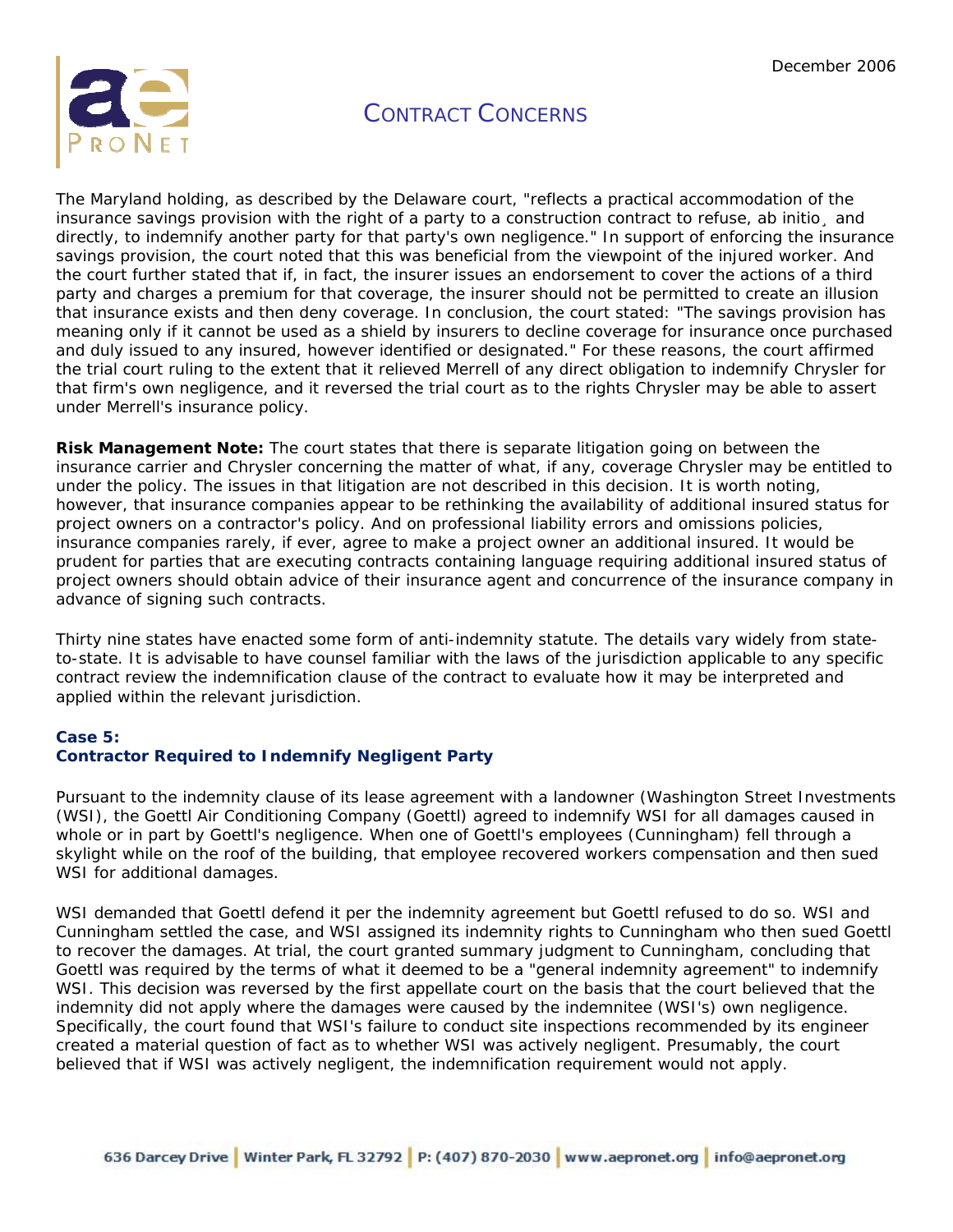The Maryland holding, as described by the Delaware court, "reflects a practical accommodation of the insurance savings provision with the right of a party to a construction contract to refuse, ab initio¸ and directly, to indemnify another party for that party's own negligence." In support of enforcing the insurance savings provision, the court noted that this was beneficial from the viewpoint of the injured worker. And the court further stated that if, in fact, the insurer issues an endorsement to cover the actions of a third party and charges a premium for that coverage, the insurer should not be permitted to create an illusion that insurance exists and then deny coverage. In conclusion, the court stated: "The savings provision has meaning only if it cannot be used as a shield by insurers to decline coverage for insurance once purchased and duly issued to any insured, however identified or designated." For these reasons, the court affirmed the trial court ruling to the extent that it relieved Merrell of any direct obligation to indemnify Chrysler for that firm's own negligence, and it reversed the trial court as to the rights Chrysler may be able to assert under Merrell's insurance policy.

**Risk Management Note:** The court states that there is separate litigation going on between the insurance carrier and Chrysler concerning the matter of what, if any, coverage Chrysler may be entitled to under the policy. The issues in that litigation are not described in this decision. It is worth noting, however, that insurance companies appear to be rethinking the availability of additional insured status for project owners on a contractor's policy. And on professional liability errors and omissions policies, insurance companies rarely, if ever, agree to make a project owner an additional insured. It would be prudent for parties that are executing contracts containing language requiring additional insured status of project owners should obtain advice of their insurance agent and concurrence of the insurance company in advance of signing such contracts.

Thirty nine states have enacted some form of anti-indemnity statute. The details vary widely from state-to-state. It is advisable to have counsel familiar with the laws of the jurisdiction applicable to any specific contract review the indemnification clause of the contract to evaluate how it may be interpreted and applied within the relevant jurisdiction.

### Case 5:
### Contractor Required to Indemnify Negligent Party

Pursuant to the indemnity clause of its lease agreement with a landowner (Washington Street Investments (WSI), the Goettl Air Conditioning Company (Goettl) agreed to indemnify WSI for all damages caused in whole or in part by Goettl's negligence. When one of Goettl's employees (Cunningham) fell through a skylight while on the roof of the building, that employee recovered workers compensation and then sued WSI for additional damages.

WSI demanded that Goettl defend it per the indemnity agreement but Goettl refused to do so. WSI and Cunningham settled the case, and WSI assigned its indemnity rights to Cunningham who then sued Goettl to recover the damages. At trial, the court granted summary judgment to Cunningham, concluding that Goettl was required by the terms of what it deemed to be a "general indemnity agreement" to indemnify WSI. This decision was reversed by the first appellate court on the basis that the court believed that the indemnity did not apply where the damages were caused by the indemnitee (WSI's) own negligence. Specifically, the court found that WSI's failure to conduct site inspections recommended by its engineer created a material question of fact as to whether WSI was actively negligent. Presumably, the court believed that if WSI was actively negligent, the indemnification requirement would not apply.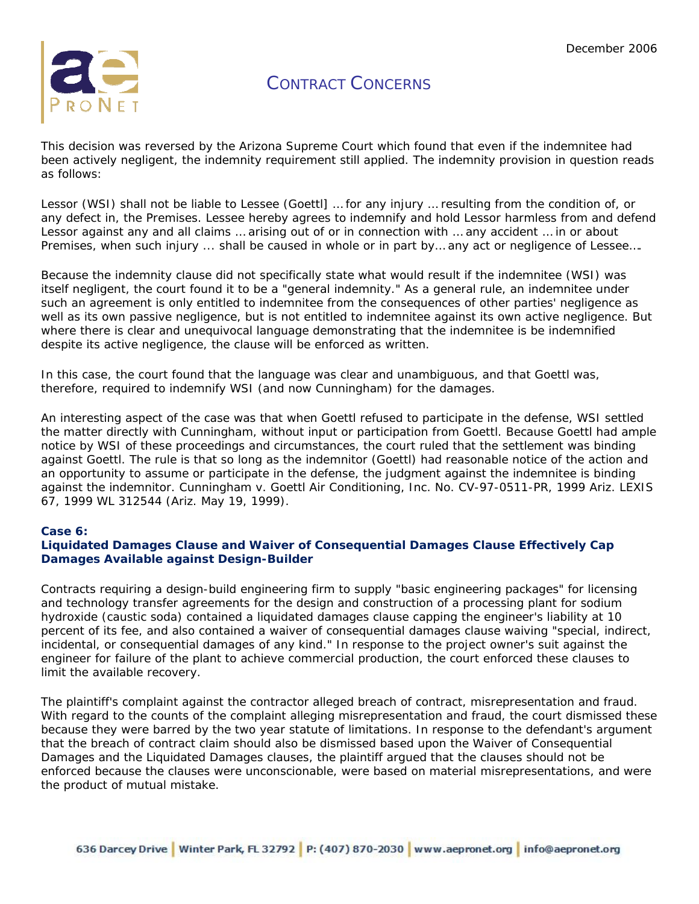This decision was reversed by the Arizona Supreme Court which found that even if the indemnitee had been actively negligent, the indemnity requirement still applied. The indemnity provision in question reads as follows:

Lessor (WSI) shall not be liable to Lessee (Goettl] … for any injury … resulting from the condition of, or any defect in, the Premises. Lessee hereby agrees to indemnify and hold Lessor harmless from and defend Lessor against any and all claims … arising out of or in connection with … any accident … in or about Premises, when such injury ... shall be caused in whole or in part by… any act or negligence of Lessee….

Because the indemnity clause did not specifically state what would result if the indemnitee (WSI) was itself negligent, the court found it to be a "general indemnity." As a general rule, an indemnitee under such an agreement is only entitled to indemnitee from the consequences of other parties' negligence as well as its own passive negligence, but is not entitled to indemnitee against its own active negligence. But where there is clear and unequivocal language demonstrating that the indemnitee is be indemnified despite its active negligence, the clause will be enforced as written.

In this case, the court found that the language was clear and unambiguous, and that Goettl was, therefore, required to indemnify WSI (and now Cunningham) for the damages.

An interesting aspect of the case was that when Goettl refused to participate in the defense, WSI settled the matter directly with Cunningham, without input or participation from Goettl. Because Goettl had ample notice by WSI of these proceedings and circumstances, the court ruled that the settlement was binding against Goettl. The rule is that so long as the indemnitor (Goettl) had reasonable notice of the action and an opportunity to assume or participate in the defense, the judgment against the indemnitee is binding against the indemnitor. Cunningham v. Goettl Air Conditioning, Inc. No. CV-97-0511-PR, 1999 Ariz. LEXIS 67, 1999 WL 312544 (Ariz. May 19, 1999).

**Case 6:**
**Liquidated Damages Clause and Waiver of Consequential Damages Clause Effectively Cap Damages Available against Design-Builder**

Contracts requiring a design-build engineering firm to supply "basic engineering packages" for licensing and technology transfer agreements for the design and construction of a processing plant for sodium hydroxide (caustic soda) contained a liquidated damages clause capping the engineer's liability at 10 percent of its fee, and also contained a waiver of consequential damages clause waiving "special, indirect, incidental, or consequential damages of any kind." In response to the project owner's suit against the engineer for failure of the plant to achieve commercial production, the court enforced these clauses to limit the available recovery.

The plaintiff's complaint against the contractor alleged breach of contract, misrepresentation and fraud. With regard to the counts of the complaint alleging misrepresentation and fraud, the court dismissed these because they were barred by the two year statute of limitations. In response to the defendant's argument that the breach of contract claim should also be dismissed based upon the Waiver of Consequential Damages and the Liquidated Damages clauses, the plaintiff argued that the clauses should not be enforced because the clauses were unconscionable, were based on material misrepresentations, and were the product of mutual mistake.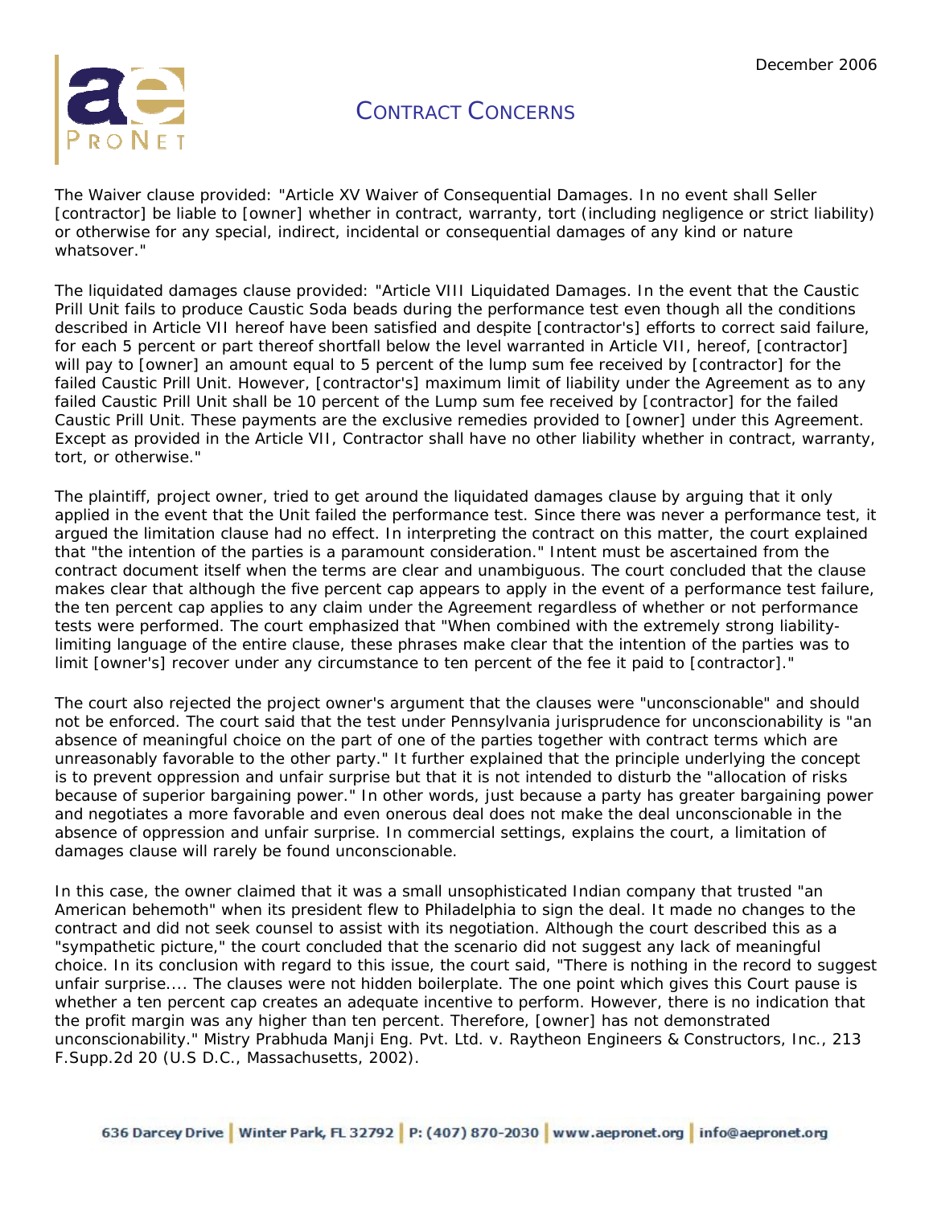The Waiver clause provided: "Article XV Waiver of Consequential Damages. In no event shall Seller [contractor] be liable to [owner] whether in contract, warranty, tort (including negligence or strict liability) or otherwise for any special, indirect, incidental or consequential damages of any kind or nature whatsoever."

The liquidated damages clause provided: "Article VIII Liquidated Damages. In the event that the Caustic Prill Unit fails to produce Caustic Soda beads during the performance test even though all the conditions described in Article VII hereof have been satisfied and despite [contractor's] efforts to correct said failure, for each 5 percent or part thereof shortfall below the level warranted in Article VII, hereof, [contractor] will pay to [owner] an amount equal to 5 percent of the lump sum fee received by [contractor] for the failed Caustic Prill Unit. However, [contractor's] maximum limit of liability under the Agreement as to any failed Caustic Prill Unit shall be 10 percent of the Lump sum fee received by [contractor] for the failed Caustic Prill Unit. These payments are the exclusive remedies provided to [owner] under this Agreement. Except as provided in the Article VII, Contractor shall have no other liability whether in contract, warranty, tort, or otherwise."

The plaintiff, project owner, tried to get around the liquidated damages clause by arguing that it only applied in the event that the Unit failed the performance test. Since there was never a performance test, it argued the limitation clause had no effect. In interpreting the contract on this matter, the court explained that "the intention of the parties is a paramount consideration." Intent must be ascertained from the contract document itself when the terms are clear and unambiguous. The court concluded that the clause makes clear that although the five percent cap appears to apply in the event of a performance test failure, the ten percent cap applies to any claim under the Agreement regardless of whether or not performance tests were performed. The court emphasized that "When combined with the extremely strong liability-limiting language of the entire clause, these phrases make clear that the intention of the parties was to limit [owner's] recover under any circumstance to ten percent of the fee it paid to [contractor]."

The court also rejected the project owner's argument that the clauses were "unconscionable" and should not be enforced. The court said that the test under Pennsylvania jurisprudence for unconscionability is "an absence of meaningful choice on the part of one of the parties together with contract terms which are unreasonably favorable to the other party." It further explained that the principle underlying the concept is to prevent oppression and unfair surprise but that it is not intended to disturb the "allocation of risks because of superior bargaining power." In other words, just because a party has greater bargaining power and negotiates a more favorable and even onerous deal does not make the deal unconscionable in the absence of oppression and unfair surprise. In commercial settings, explains the court, a limitation of damages clause will rarely be found unconscionable.

In this case, the owner claimed that it was a small unsophisticated Indian company that trusted "an American behemoth" when its president flew to Philadelphia to sign the deal. It made no changes to the contract and did not seek counsel to assist with its negotiation. Although the court described this as a "sympathetic picture," the court concluded that the scenario did not suggest any lack of meaningful choice. In its conclusion with regard to this issue, the court said, "There is nothing in the record to suggest unfair surprise.... The clauses were not hidden boilerplate. The one point which gives this Court pause is whether a ten percent cap creates an adequate incentive to perform. However, there is no indication that the profit margin was any higher than ten percent. Therefore, [owner] has not demonstrated unconscionability." Mistry Prabhuda Manji Eng. Pvt. Ltd. v. Raytheon Engineers & Constructors, Inc., 213 F.Supp.2d 20 (U.S D.C., Massachusetts, 2002).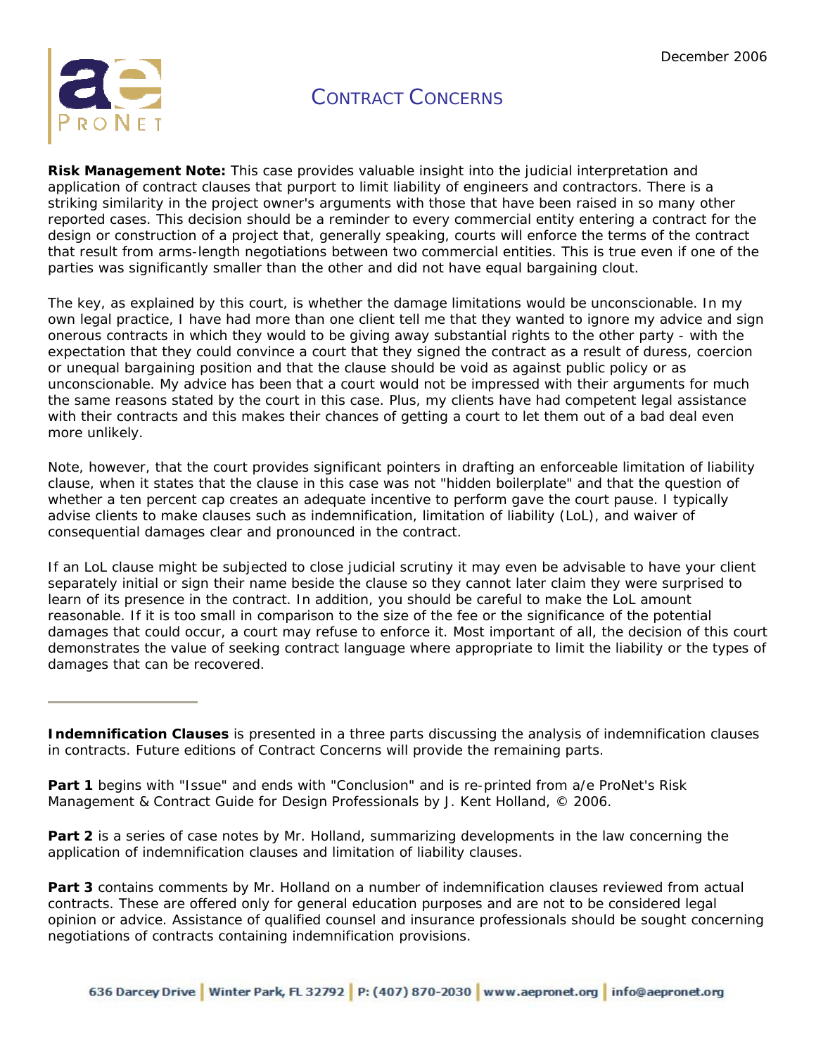**Risk Management Note:** This case provides valuable insight into the judicial interpretation and application of contract clauses that purport to limit liability of engineers and contractors. There is a striking similarity in the project owner's arguments with those that have been raised in so many other reported cases. This decision should be a reminder to every commercial entity entering a contract for the design or construction of a project that, generally speaking, courts will enforce the terms of the contract that result from arms-length negotiations between two commercial entities. This is true even if one of the parties was significantly smaller than the other and did not have equal bargaining clout.

The key, as explained by this court, is whether the damage limitations would be unconscionable. In my own legal practice, I have had more than one client tell me that they wanted to ignore my advice and sign onerous contracts in which they would to be giving away substantial rights to the other party - with the expectation that they could convince a court that they signed the contract as a result of duress, coercion or unequal bargaining position and that the clause should be void as against public policy or as unconscionable. My advice has been that a court would not be impressed with their arguments for much the same reasons stated by the court in this case. Plus, my clients have had competent legal assistance with their contracts and this makes their chances of getting a court to let them out of a bad deal even more unlikely.

Note, however, that the court provides significant pointers in drafting an enforceable limitation of liability clause, when it states that the clause in this case was not "hidden boilerplate" and that the question of whether a ten percent cap creates an adequate incentive to perform gave the court pause. I typically advise clients to make clauses such as indemnification, limitation of liability (LoL), and waiver of consequential damages clear and pronounced in the contract.

If an LoL clause might be subjected to close judicial scrutiny it may even be advisable to have your client separately initial or sign their name beside the clause so they cannot later claim they were surprised to learn of its presence in the contract. In addition, you should be careful to make the LoL amount reasonable. If it is too small in comparison to the size of the fee or the significance of the potential damages that could occur, a court may refuse to enforce it. Most important of all, the decision of this court demonstrates the value of seeking contract language where appropriate to limit the liability or the types of damages that can be recovered.

---

**Indemnification Clauses** is presented in a three parts discussing the analysis of indemnification clauses in contracts. Future editions of Contract Concerns will provide the remaining parts.

**Part 1** begins with "Issue" and ends with "Conclusion" and is re-printed from a/e ProNet's Risk Management & Contract Guide for Design Professionals by J. Kent Holland, © 2006.

**Part 2** is a series of case notes by Mr. Holland, summarizing developments in the law concerning the application of indemnification clauses and limitation of liability clauses.

**Part 3** contains comments by Mr. Holland on a number of indemnification clauses reviewed from actual contracts. These are offered only for general education purposes and are not to be considered legal opinion or advice. Assistance of qualified counsel and insurance professionals should be sought concerning negotiations of contracts containing indemnification provisions.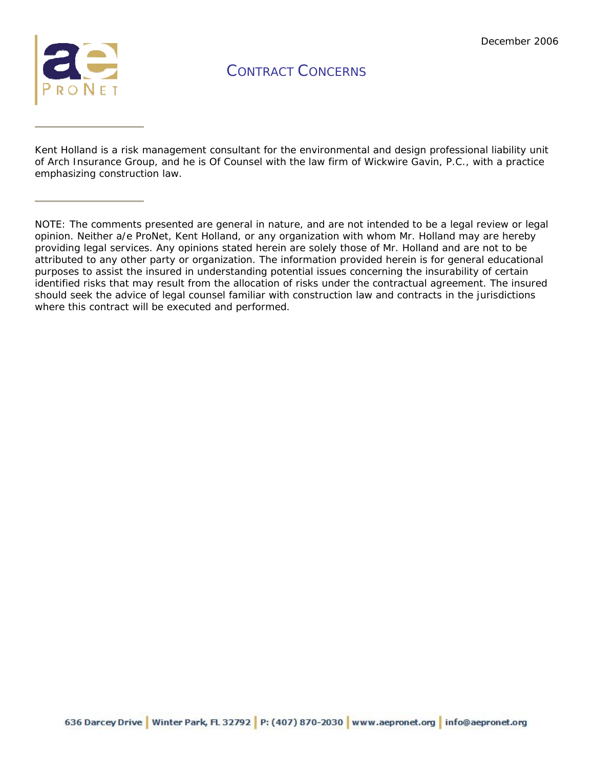Kent Holland is a risk management consultant for the environmental and design professional liability unit of Arch Insurance Group, and he is Of Counsel with the law firm of Wickwire Gavin, P.C., with a practice emphasizing construction law.

NOTE: The comments presented are general in nature, and are not intended to be a legal review or legal opinion. Neither a/e ProNet, Kent Holland, or any organization with whom Mr. Holland may are hereby providing legal services. Any opinions stated herein are solely those of Mr. Holland and are not to be attributed to any other party or organization. The information provided herein is for general educational purposes to assist the insured in understanding potential issues concerning the insurability of certain identified risks that may result from the allocation of risks under the contractual agreement. The insured should seek the advice of legal counsel familiar with construction law and contracts in the jurisdictions where this contract will be executed and performed.